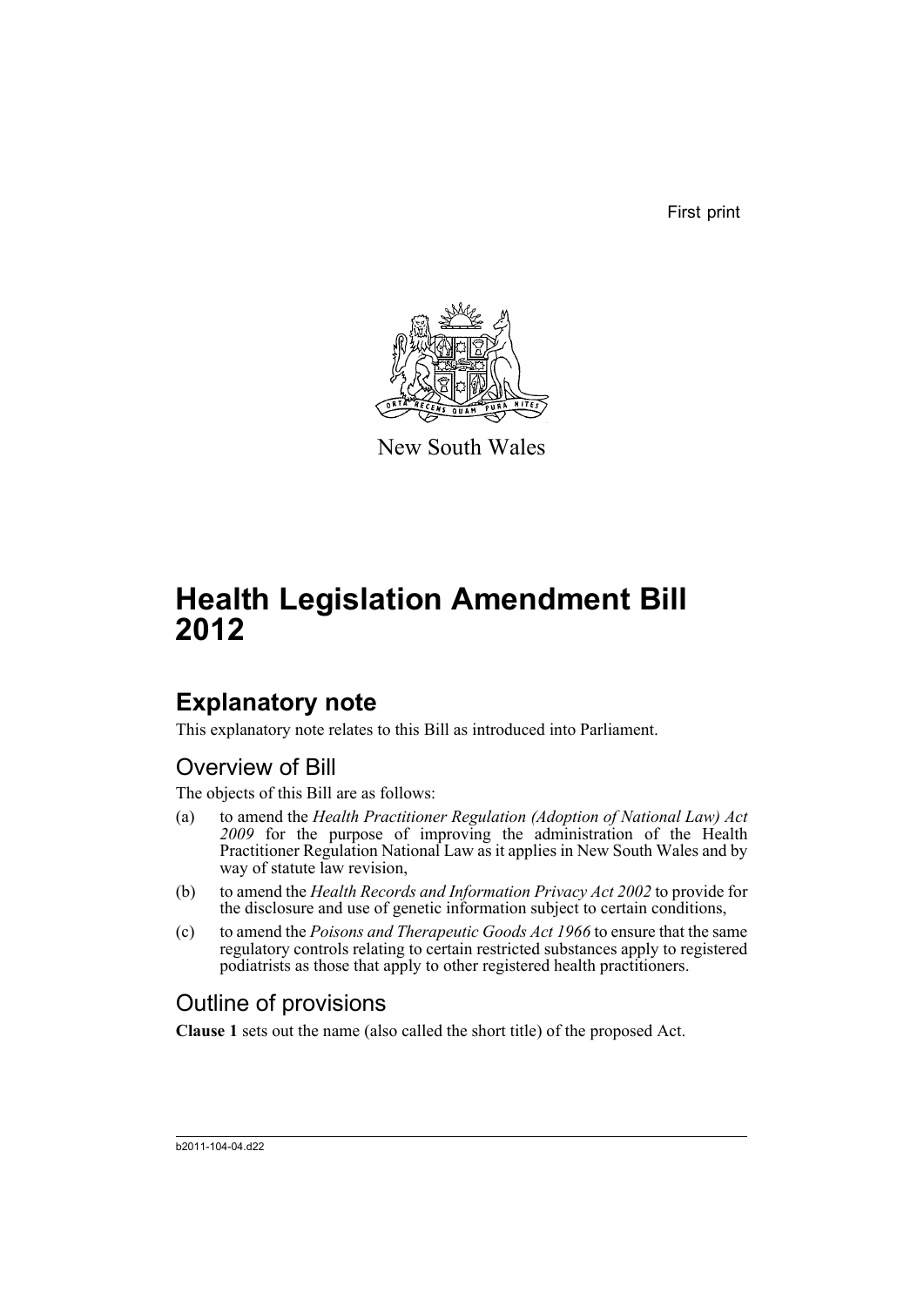First print

New South Wales

# Health Legislation Amendment Bill 2012

## Explanatory note

This explanatory note relates to this Bill as introduced into Parliament.

### Overview of Bill

The objects of this Bill are as follows:

(a) to amend the *Health Practitioner Regulation (Adoption of National Law) Act 2009* for the purpose of improving the administration of the Health Practitioner Regulation National Law as it applies in New South Wales and by way of statute law revision,

(b) to amend the *Health Records and Information Privacy Act 2002* to provide for the disclosure and use of genetic information subject to certain conditions,

(c) to amend the *Poisons and Therapeutic Goods Act 1966* to ensure that the same regulatory controls relating to certain restricted substances apply to registered podiatrists as those that apply to other registered health practitioners.

### Outline of provisions

**Clause 1** sets out the name (also called the short title) of the proposed Act.

b2011-104-04.d22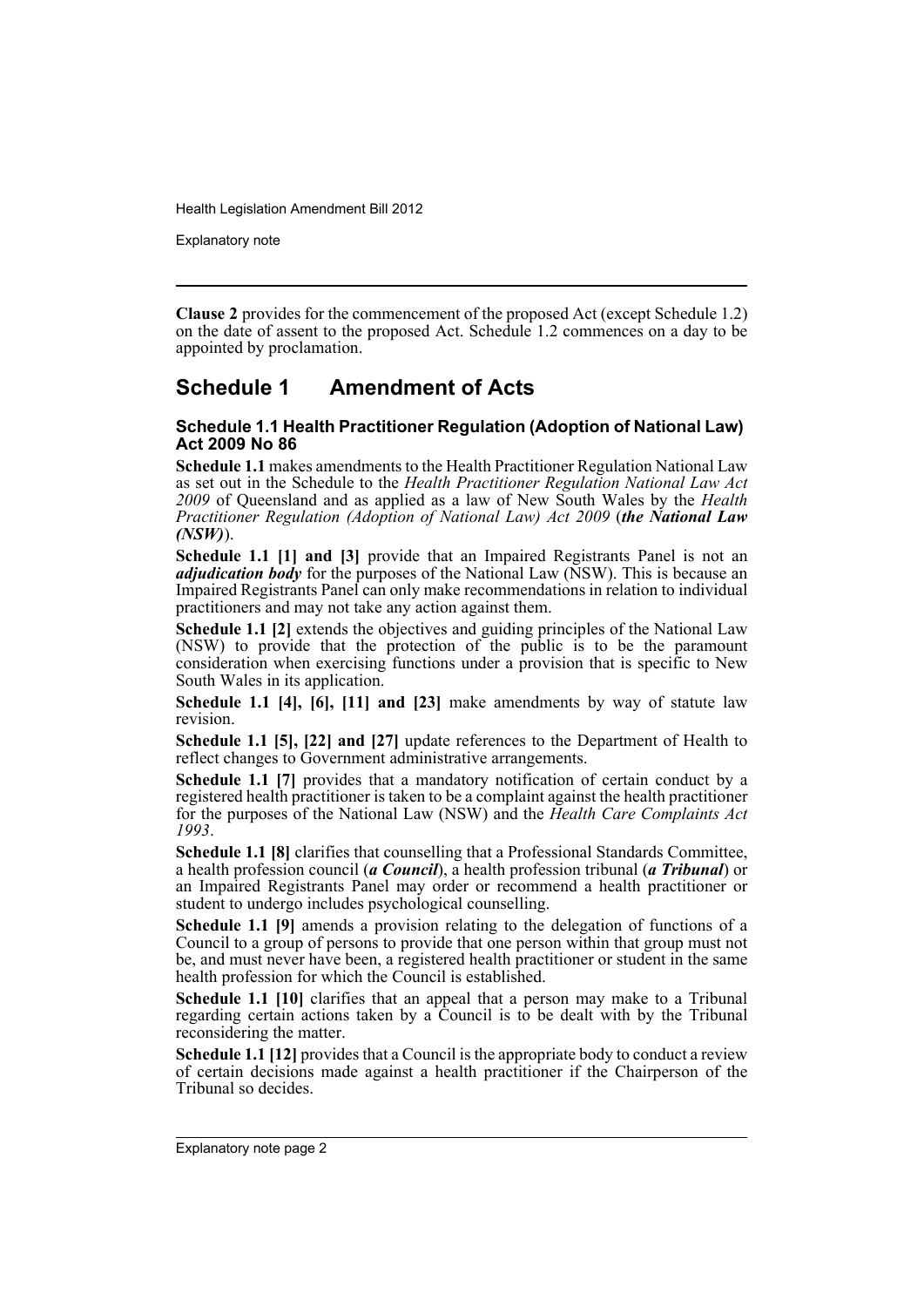**Clause 2** provides for the commencement of the proposed Act (except Schedule 1.2) on the date of assent to the proposed Act. Schedule 1.2 commences on a day to be appointed by proclamation.

## Schedule 1 Amendment of Acts

### Schedule 1.1 Health Practitioner Regulation (Adoption of National Law) Act 2009 No 86

**Schedule 1.1** makes amendments to the Health Practitioner Regulation National Law as set out in the Schedule to the *Health Practitioner Regulation National Law Act 2009* of Queensland and as applied as a law of New South Wales by the *Health Practitioner Regulation (Adoption of National Law) Act 2009* (***the National Law (NSW)***).

**Schedule 1.1 [1] and [3]** provide that an Impaired Registrants Panel is not an ***adjudication body*** for the purposes of the National Law (NSW). This is because an Impaired Registrants Panel can only make recommendations in relation to individual practitioners and may not take any action against them.

**Schedule 1.1 [2]** extends the objectives and guiding principles of the National Law (NSW) to provide that the protection of the public is to be the paramount consideration when exercising functions under a provision that is specific to New South Wales in its application.

**Schedule 1.1 [4], [6], [11] and [23]** make amendments by way of statute law revision.

**Schedule 1.1 [5], [22] and [27]** update references to the Department of Health to reflect changes to Government administrative arrangements.

**Schedule 1.1 [7]** provides that a mandatory notification of certain conduct by a registered health practitioner is taken to be a complaint against the health practitioner for the purposes of the National Law (NSW) and the *Health Care Complaints Act 1993*.

**Schedule 1.1 [8]** clarifies that counselling that a Professional Standards Committee, a health profession council (***a Council***), a health profession tribunal (***a Tribunal***) or an Impaired Registrants Panel may order or recommend a health practitioner or student to undergo includes psychological counselling.

**Schedule 1.1 [9]** amends a provision relating to the delegation of functions of a Council to a group of persons to provide that one person within that group must not be, and must never have been, a registered health practitioner or student in the same health profession for which the Council is established.

**Schedule 1.1 [10]** clarifies that an appeal that a person may make to a Tribunal regarding certain actions taken by a Council is to be dealt with by the Tribunal reconsidering the matter.

**Schedule 1.1 [12]** provides that a Council is the appropriate body to conduct a review of certain decisions made against a health practitioner if the Chairperson of the Tribunal so decides.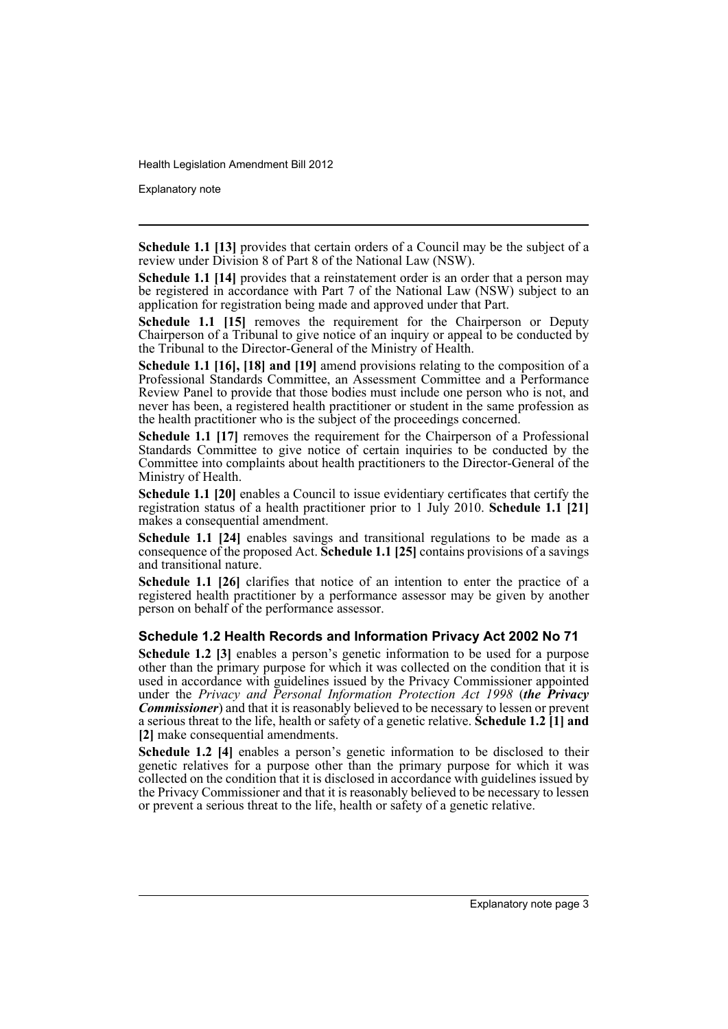**Schedule 1.1 [13]** provides that certain orders of a Council may be the subject of a review under Division 8 of Part 8 of the National Law (NSW).

**Schedule 1.1 [14]** provides that a reinstatement order is an order that a person may be registered in accordance with Part 7 of the National Law (NSW) subject to an application for registration being made and approved under that Part.

**Schedule 1.1 [15]** removes the requirement for the Chairperson or Deputy Chairperson of a Tribunal to give notice of an inquiry or appeal to be conducted by the Tribunal to the Director-General of the Ministry of Health.

**Schedule 1.1 [16], [18] and [19]** amend provisions relating to the composition of a Professional Standards Committee, an Assessment Committee and a Performance Review Panel to provide that those bodies must include one person who is not, and never has been, a registered health practitioner or student in the same profession as the health practitioner who is the subject of the proceedings concerned.

**Schedule 1.1 [17]** removes the requirement for the Chairperson of a Professional Standards Committee to give notice of certain inquiries to be conducted by the Committee into complaints about health practitioners to the Director-General of the Ministry of Health.

**Schedule 1.1 [20]** enables a Council to issue evidentiary certificates that certify the registration status of a health practitioner prior to 1 July 2010. **Schedule 1.1 [21]** makes a consequential amendment.

**Schedule 1.1 [24]** enables savings and transitional regulations to be made as a consequence of the proposed Act. **Schedule 1.1 [25]** contains provisions of a savings and transitional nature.

**Schedule 1.1 [26]** clarifies that notice of an intention to enter the practice of a registered health practitioner by a performance assessor may be given by another person on behalf of the performance assessor.

### Schedule 1.2 Health Records and Information Privacy Act 2002 No 71

**Schedule 1.2 [3]** enables a person's genetic information to be used for a purpose other than the primary purpose for which it was collected on the condition that it is used in accordance with guidelines issued by the Privacy Commissioner appointed under the *Privacy and Personal Information Protection Act 1998* (***the Privacy Commissioner***) and that it is reasonably believed to be necessary to lessen or prevent a serious threat to the life, health or safety of a genetic relative. **Schedule 1.2 [1] and [2]** make consequential amendments.

**Schedule 1.2 [4]** enables a person's genetic information to be disclosed to their genetic relatives for a purpose other than the primary purpose for which it was collected on the condition that it is disclosed in accordance with guidelines issued by the Privacy Commissioner and that it is reasonably believed to be necessary to lessen or prevent a serious threat to the life, health or safety of a genetic relative.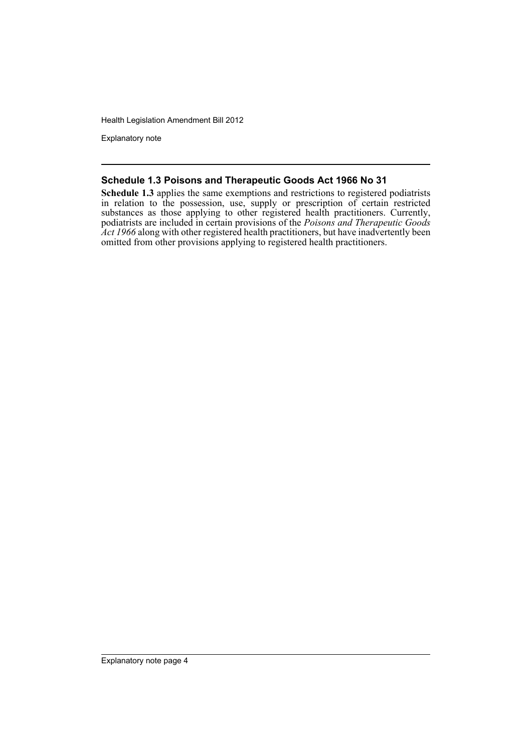## Schedule 1.3 Poisons and Therapeutic Goods Act 1966 No 31

**Schedule 1.3** applies the same exemptions and restrictions to registered podiatrists in relation to the possession, use, supply or prescription of certain restricted substances as those applying to other registered health practitioners. Currently, podiatrists are included in certain provisions of the *Poisons and Therapeutic Goods Act 1966* along with other registered health practitioners, but have inadvertently been omitted from other provisions applying to registered health practitioners.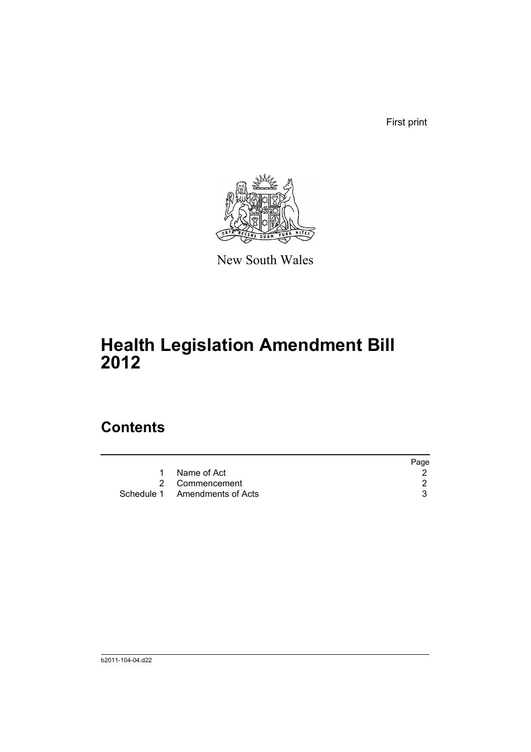First print

New South Wales

# Health Legislation Amendment Bill 2012

## Contents

| | | Page |
|---|---|---|
| 1 | Name of Act | 2 |
| 2 | Commencement | 2 |
| Schedule 1 | Amendments of Acts | 3 |

b2011-104-04.d22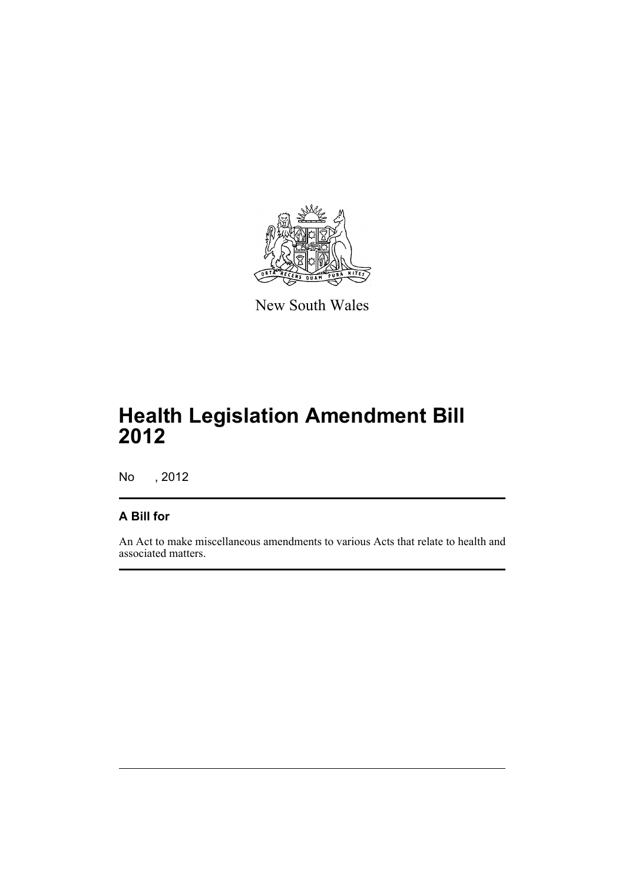New South Wales

# Health Legislation Amendment Bill 2012

No , 2012

## A Bill for

An Act to make miscellaneous amendments to various Acts that relate to health and associated matters.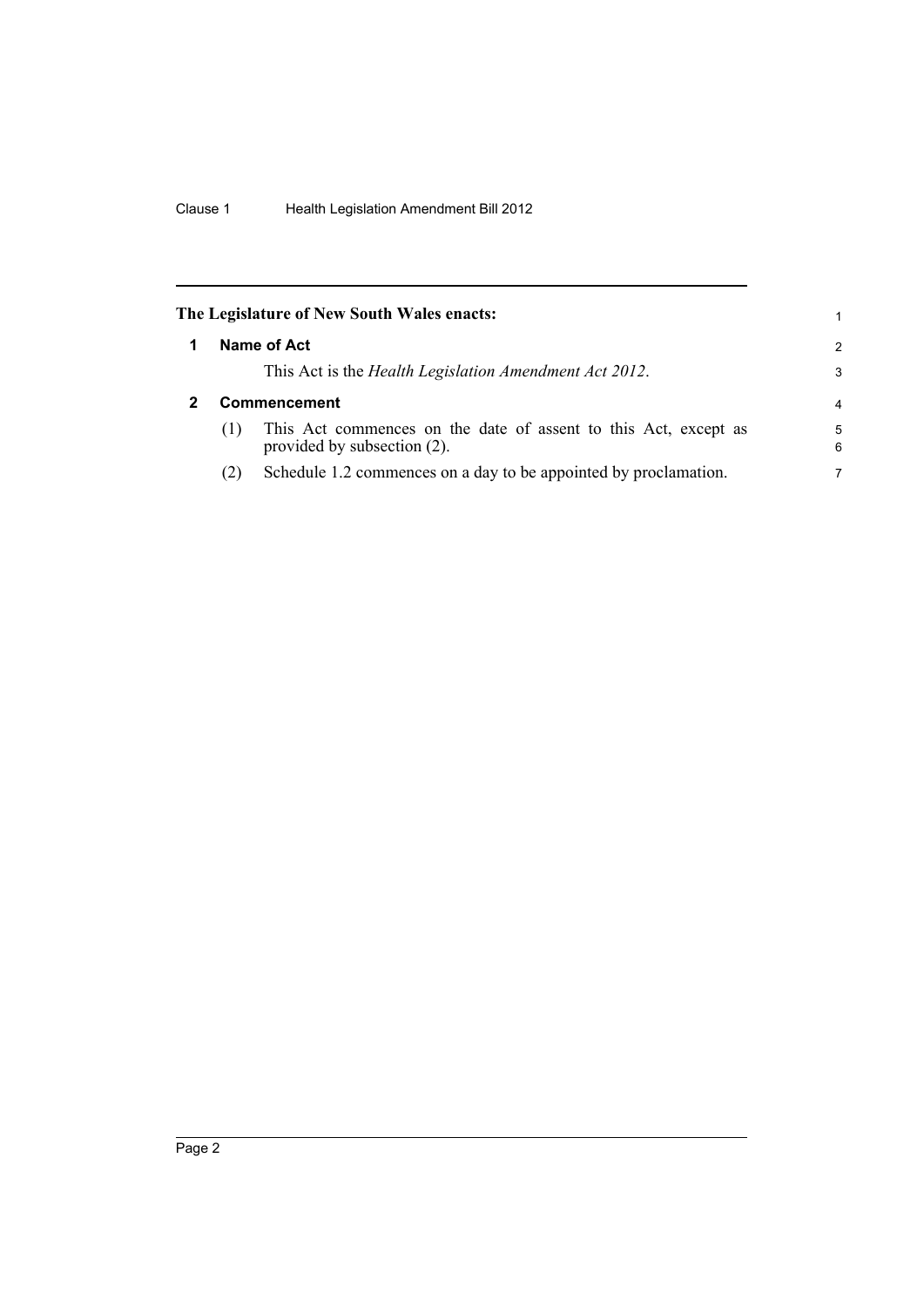**The Legislature of New South Wales enacts:**

## 1 Name of Act

This Act is the *Health Legislation Amendment Act 2012*.

## 2 Commencement

(1) This Act commences on the date of assent to this Act, except as provided by subsection (2).

(2) Schedule 1.2 commences on a day to be appointed by proclamation.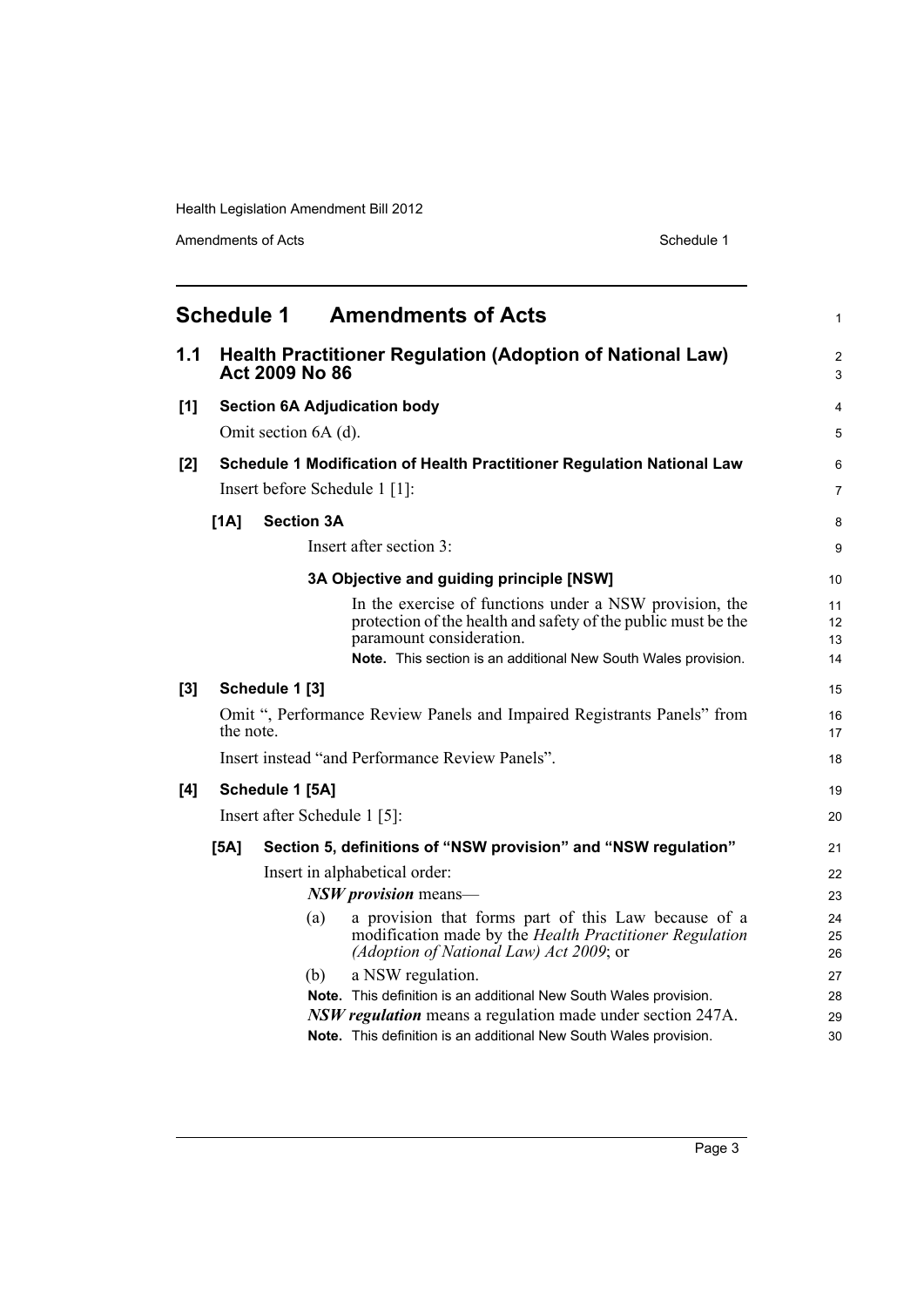# Schedule 1 Amendments of Acts

## 1.1 Health Practitioner Regulation (Adoption of National Law) Act 2009 No 86

**[1] Section 6A Adjudication body**

Omit section 6A (d).

**[2] Schedule 1 Modification of Health Practitioner Regulation National Law**

Insert before Schedule 1 [1]:

**[1A] Section 3A**

Insert after section 3:

**3A Objective and guiding principle [NSW]**

In the exercise of functions under a NSW provision, the protection of the health and safety of the public must be the paramount consideration.

**Note.** This section is an additional New South Wales provision.

**[3] Schedule 1 [3]**

Omit ", Performance Review Panels and Impaired Registrants Panels" from the note.

Insert instead "and Performance Review Panels".

**[4] Schedule 1 [5A]**

Insert after Schedule 1 [5]:

**[5A] Section 5, definitions of "NSW provision" and "NSW regulation"**

Insert in alphabetical order:

***NSW provision*** means—

(a) a provision that forms part of this Law because of a modification made by the *Health Practitioner Regulation (Adoption of National Law) Act 2009*; or

(b) a NSW regulation.

**Note.** This definition is an additional New South Wales provision.

***NSW regulation*** means a regulation made under section 247A.

**Note.** This definition is an additional New South Wales provision.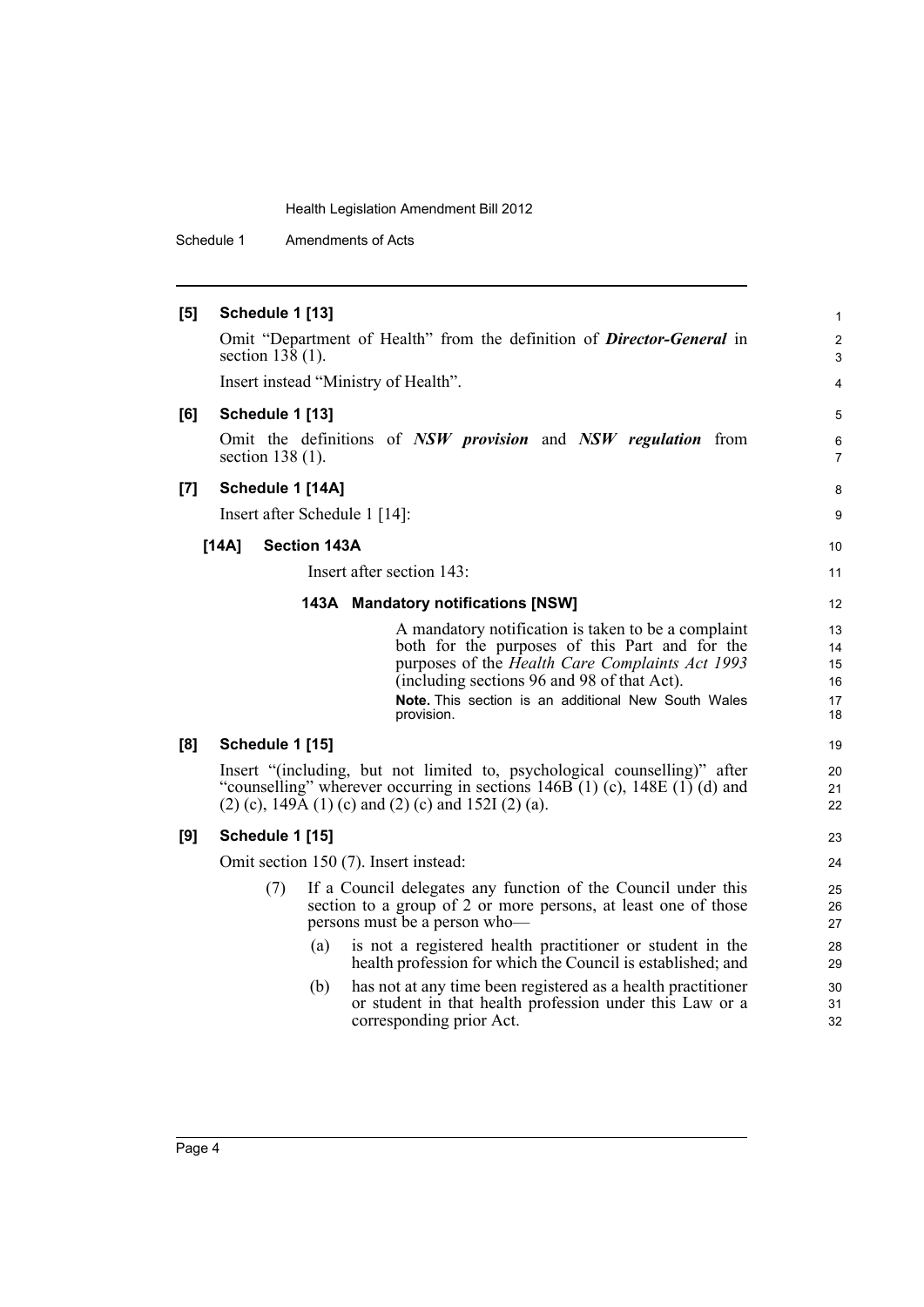**[5] Schedule 1 [13]**

Omit "Department of Health" from the definition of ***Director-General*** in section 138 (1).

Insert instead "Ministry of Health".

**[6] Schedule 1 [13]**

Omit the definitions of ***NSW provision*** and ***NSW regulation*** from section 138 (1).

**[7] Schedule 1 [14A]**

Insert after Schedule 1 [14]:

**[14A] Section 143A**

Insert after section 143:

**143A Mandatory notifications [NSW]**

A mandatory notification is taken to be a complaint both for the purposes of this Part and for the purposes of the *Health Care Complaints Act 1993* (including sections 96 and 98 of that Act).

**Note.** This section is an additional New South Wales provision.

**[8] Schedule 1 [15]**

Insert "(including, but not limited to, psychological counselling)" after "counselling" wherever occurring in sections 146B (1) (c), 148E (1) (d) and (2) (c), 149A (1) (c) and (2) (c) and 152I (2) (a).

**[9] Schedule 1 [15]**

Omit section 150 (7). Insert instead:

(7) If a Council delegates any function of the Council under this section to a group of 2 or more persons, at least one of those persons must be a person who—

(a) is not a registered health practitioner or student in the health profession for which the Council is established; and

(b) has not at any time been registered as a health practitioner or student in that health profession under this Law or a corresponding prior Act.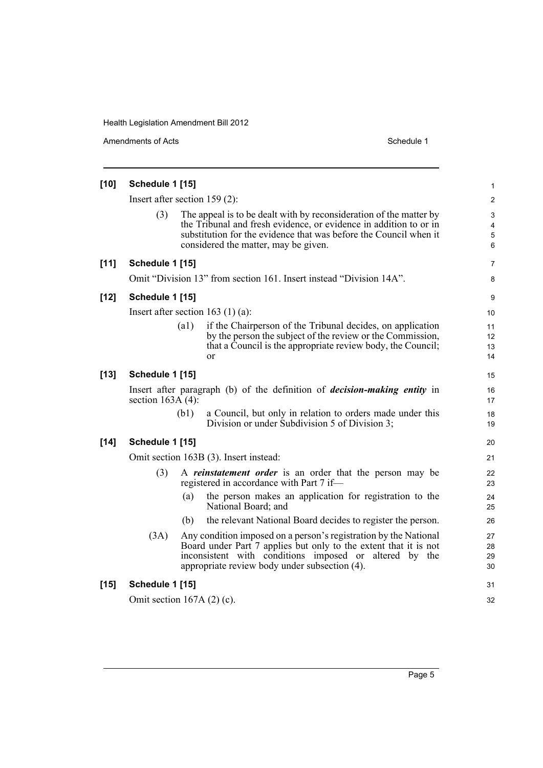**[10] Schedule 1 [15]**

Insert after section 159 (2):

(3) The appeal is to be dealt with by reconsideration of the matter by the Tribunal and fresh evidence, or evidence in addition to or in substitution for the evidence that was before the Council when it considered the matter, may be given.

**[11] Schedule 1 [15]**

Omit "Division 13" from section 161. Insert instead "Division 14A".

**[12] Schedule 1 [15]**

Insert after section 163 (1) (a):

(a1) if the Chairperson of the Tribunal decides, on application by the person the subject of the review or the Commission, that a Council is the appropriate review body, the Council; or

**[13] Schedule 1 [15]**

Insert after paragraph (b) of the definition of ***decision-making entity*** in section 163A (4):

(b1) a Council, but only in relation to orders made under this Division or under Subdivision 5 of Division 3;

**[14] Schedule 1 [15]**

Omit section 163B (3). Insert instead:

(3) A ***reinstatement order*** is an order that the person may be registered in accordance with Part 7 if—

(a) the person makes an application for registration to the National Board; and

(b) the relevant National Board decides to register the person.

(3A) Any condition imposed on a person's registration by the National Board under Part 7 applies but only to the extent that it is not inconsistent with conditions imposed or altered by the appropriate review body under subsection (4).

**[15] Schedule 1 [15]**

Omit section 167A (2) (c).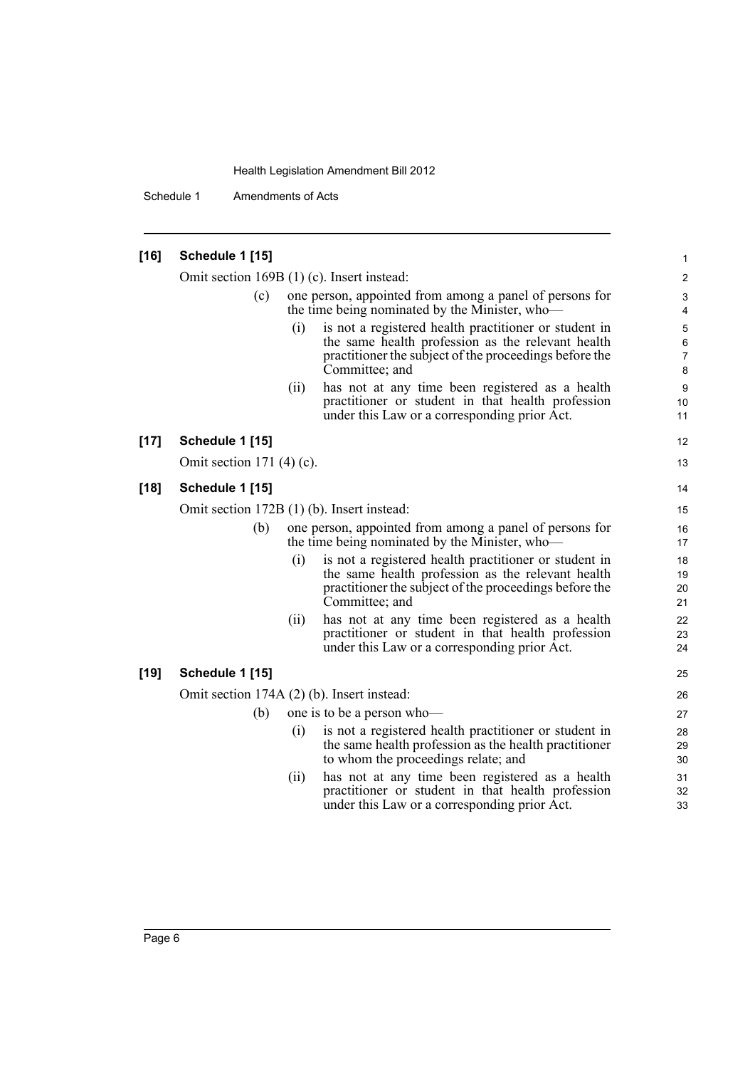**[16] Schedule 1 [15]**

Omit section 169B (1) (c). Insert instead:

(c) one person, appointed from among a panel of persons for the time being nominated by the Minister, who—

(i) is not a registered health practitioner or student in the same health profession as the relevant health practitioner the subject of the proceedings before the Committee; and

(ii) has not at any time been registered as a health practitioner or student in that health profession under this Law or a corresponding prior Act.

**[17] Schedule 1 [15]**

Omit section 171 (4) (c).

**[18] Schedule 1 [15]**

Omit section 172B (1) (b). Insert instead:

(b) one person, appointed from among a panel of persons for the time being nominated by the Minister, who—

(i) is not a registered health practitioner or student in the same health profession as the relevant health practitioner the subject of the proceedings before the Committee; and

(ii) has not at any time been registered as a health practitioner or student in that health profession under this Law or a corresponding prior Act.

**[19] Schedule 1 [15]**

Omit section 174A (2) (b). Insert instead:

(b) one is to be a person who—

(i) is not a registered health practitioner or student in the same health profession as the health practitioner to whom the proceedings relate; and

(ii) has not at any time been registered as a health practitioner or student in that health profession under this Law or a corresponding prior Act.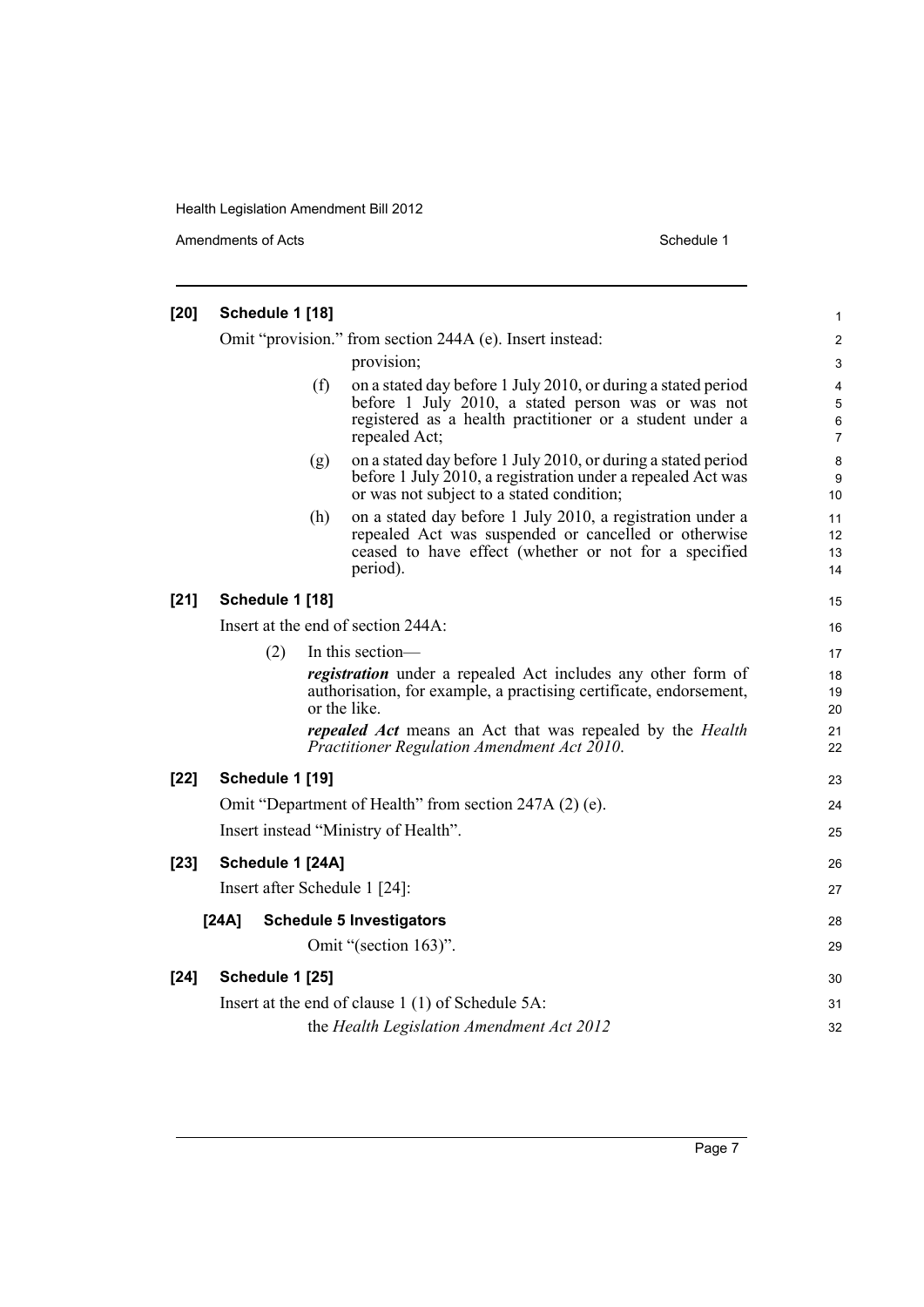**[20] Schedule 1 [18]**

Omit “provision.” from section 244A (e). Insert instead:

provision;

(f) on a stated day before 1 July 2010, or during a stated period before 1 July 2010, a stated person was or was not registered as a health practitioner or a student under a repealed Act;

(g) on a stated day before 1 July 2010, or during a stated period before 1 July 2010, a registration under a repealed Act was or was not subject to a stated condition;

(h) on a stated day before 1 July 2010, a registration under a repealed Act was suspended or cancelled or otherwise ceased to have effect (whether or not for a specified period).

**[21] Schedule 1 [18]**

Insert at the end of section 244A:

(2) In this section—

***registration*** under a repealed Act includes any other form of authorisation, for example, a practising certificate, endorsement, or the like.

***repealed Act*** means an Act that was repealed by the *Health Practitioner Regulation Amendment Act 2010*.

**[22] Schedule 1 [19]**

Omit “Department of Health” from section 247A (2) (e).

Insert instead “Ministry of Health”.

**[23] Schedule 1 [24A]**

Insert after Schedule 1 [24]:

**[24A] Schedule 5 Investigators**

Omit “(section 163)”.

**[24] Schedule 1 [25]**

Insert at the end of clause 1 (1) of Schedule 5A:

the *Health Legislation Amendment Act 2012*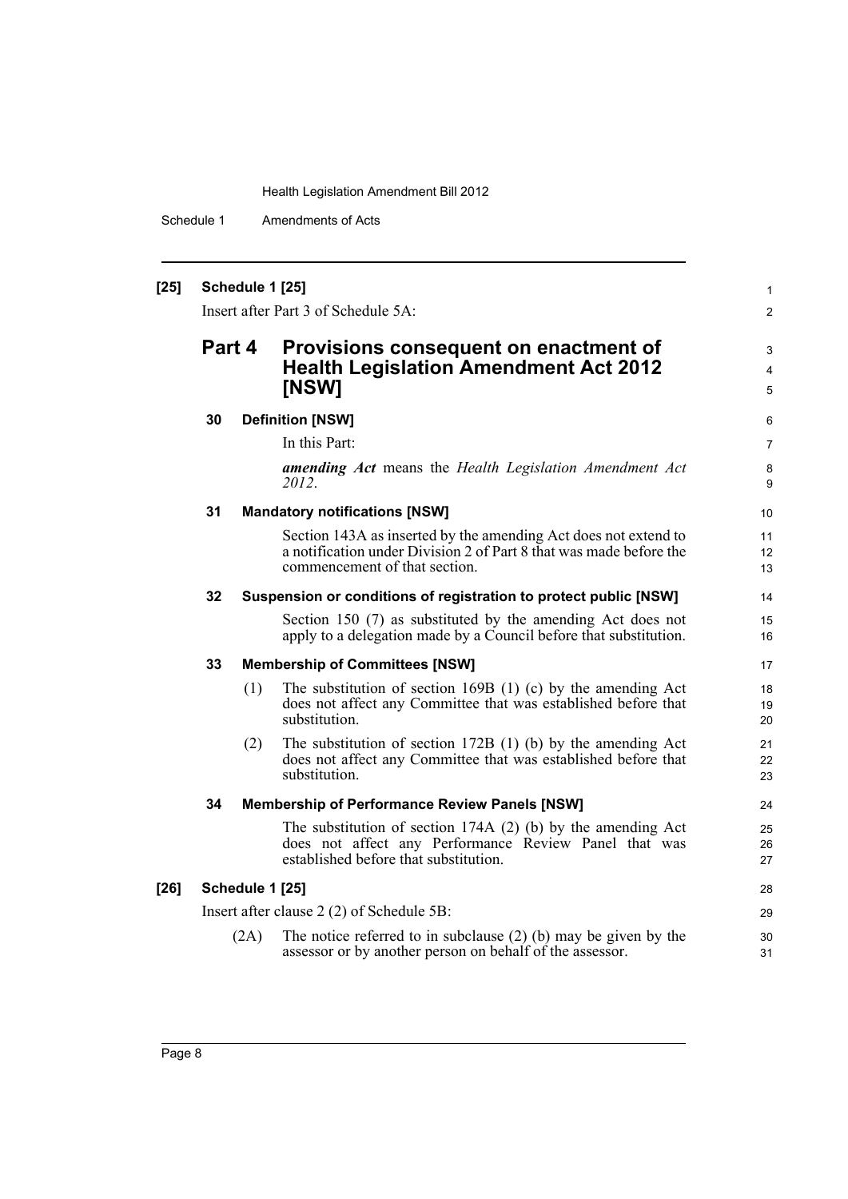**[25] Schedule 1 [25]**

Insert after Part 3 of Schedule 5A:

## Part 4 Provisions consequent on enactment of Health Legislation Amendment Act 2012 [NSW]

### 30 Definition [NSW]

In this Part:

***amending Act*** means the *Health Legislation Amendment Act 2012*.

### 31 Mandatory notifications [NSW]

Section 143A as inserted by the amending Act does not extend to a notification under Division 2 of Part 8 that was made before the commencement of that section.

### 32 Suspension or conditions of registration to protect public [NSW]

Section 150 (7) as substituted by the amending Act does not apply to a delegation made by a Council before that substitution.

### 33 Membership of Committees [NSW]

(1) The substitution of section 169B (1) (c) by the amending Act does not affect any Committee that was established before that substitution.

(2) The substitution of section 172B (1) (b) by the amending Act does not affect any Committee that was established before that substitution.

### 34 Membership of Performance Review Panels [NSW]

The substitution of section 174A (2) (b) by the amending Act does not affect any Performance Review Panel that was established before that substitution.

**[26] Schedule 1 [25]**

Insert after clause 2 (2) of Schedule 5B:

(2A) The notice referred to in subclause (2) (b) may be given by the assessor or by another person on behalf of the assessor.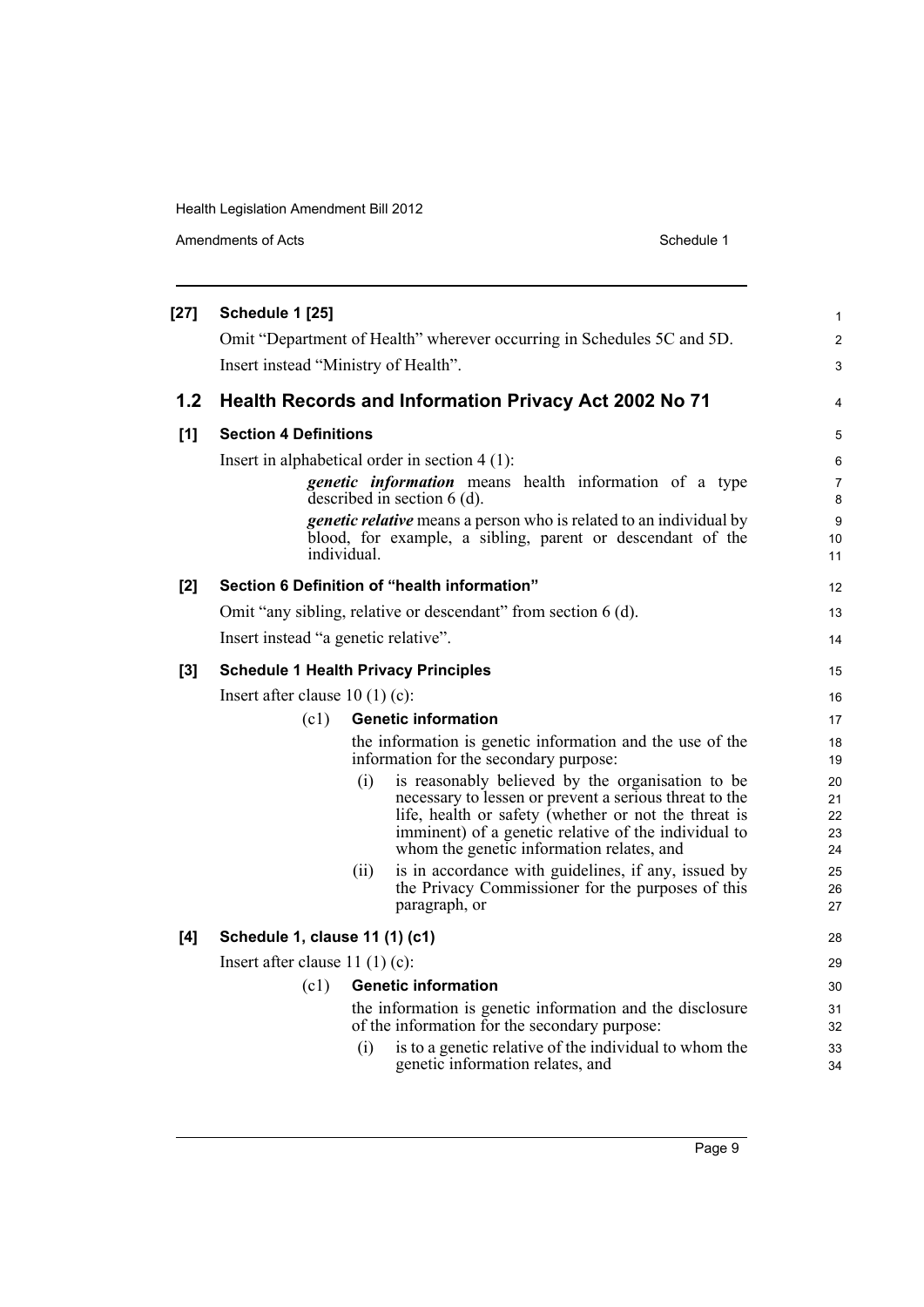**[27] Schedule 1 [25]**

Omit "Department of Health" wherever occurring in Schedules 5C and 5D.

Insert instead "Ministry of Health".

## 1.2 Health Records and Information Privacy Act 2002 No 71

**[1] Section 4 Definitions**

Insert in alphabetical order in section 4 (1):

> ***genetic information*** means health information of a type described in section 6 (d).
>
> ***genetic relative*** means a person who is related to an individual by blood, for example, a sibling, parent or descendant of the individual.

**[2] Section 6 Definition of "health information"**

Omit "any sibling, relative or descendant" from section 6 (d).

Insert instead "a genetic relative".

**[3] Schedule 1 Health Privacy Principles**

Insert after clause 10 (1) (c):

> (c1) **Genetic information**
>
> the information is genetic information and the use of the information for the secondary purpose:
>
> (i) is reasonably believed by the organisation to be necessary to lessen or prevent a serious threat to the life, health or safety (whether or not the threat is imminent) of a genetic relative of the individual to whom the genetic information relates, and
>
> (ii) is in accordance with guidelines, if any, issued by the Privacy Commissioner for the purposes of this paragraph, or

**[4] Schedule 1, clause 11 (1) (c1)**

Insert after clause 11 (1) (c):

> (c1) **Genetic information**
>
> the information is genetic information and the disclosure of the information for the secondary purpose:
>
> (i) is to a genetic relative of the individual to whom the genetic information relates, and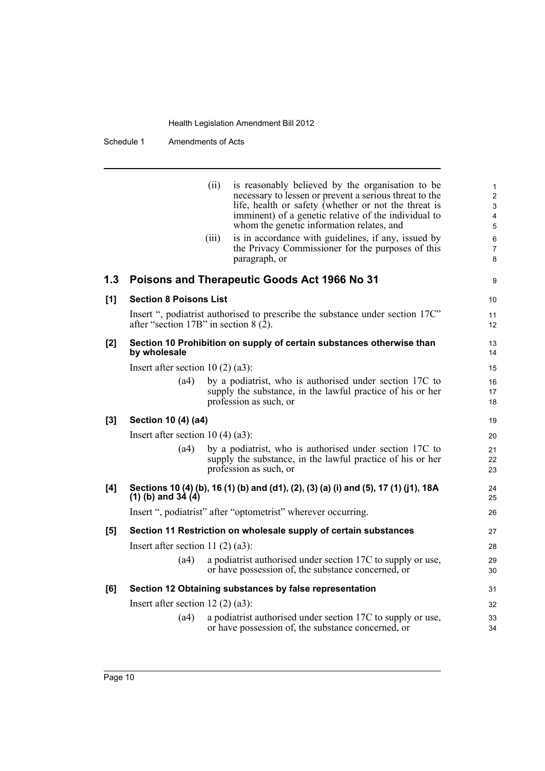(ii) is reasonably believed by the organisation to be necessary to lessen or prevent a serious threat to the life, health or safety (whether or not the threat is imminent) of a genetic relative of the individual to whom the genetic information relates, and

(iii) is in accordance with guidelines, if any, issued by the Privacy Commissioner for the purposes of this paragraph, or

## 1.3 Poisons and Therapeutic Goods Act 1966 No 31

### [1] Section 8 Poisons List

Insert ", podiatrist authorised to prescribe the substance under section 17C" after "section 17B" in section 8 (2).

### [2] Section 10 Prohibition on supply of certain substances otherwise than by wholesale

Insert after section 10 (2) (a3):

(a4) by a podiatrist, who is authorised under section 17C to supply the substance, in the lawful practice of his or her profession as such, or

### [3] Section 10 (4) (a4)

Insert after section 10 (4) (a3):

(a4) by a podiatrist, who is authorised under section 17C to supply the substance, in the lawful practice of his or her profession as such, or

### [4] Sections 10 (4) (b), 16 (1) (b) and (d1), (2), (3) (a) (i) and (5), 17 (1) (j1), 18A (1) (b) and 34 (4)

Insert ", podiatrist" after "optometrist" wherever occurring.

### [5] Section 11 Restriction on wholesale supply of certain substances

Insert after section 11 (2) (a3):

(a4) a podiatrist authorised under section 17C to supply or use, or have possession of, the substance concerned, or

### [6] Section 12 Obtaining substances by false representation

Insert after section 12 (2) (a3):

(a4) a podiatrist authorised under section 17C to supply or use, or have possession of, the substance concerned, or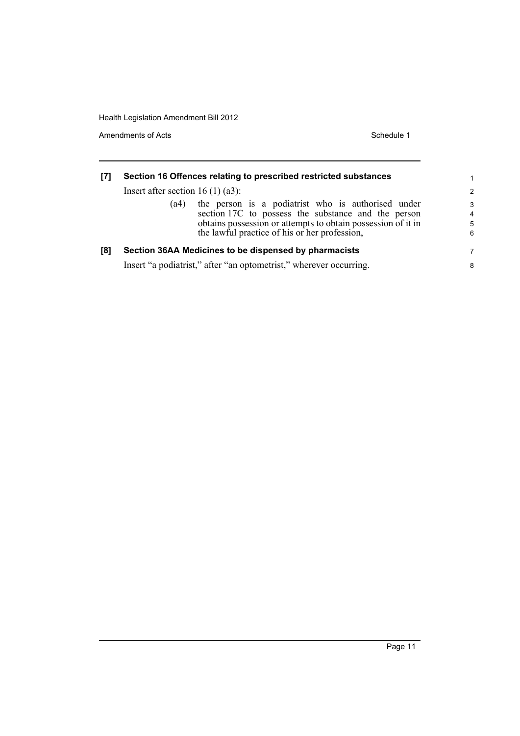**[7] Section 16 Offences relating to prescribed restricted substances**

Insert after section 16 (1) (a3):

(a4) the person is a podiatrist who is authorised under section 17C to possess the substance and the person obtains possession or attempts to obtain possession of it in the lawful practice of his or her profession,

**[8] Section 36AA Medicines to be dispensed by pharmacists**

Insert "a podiatrist," after "an optometrist," wherever occurring.